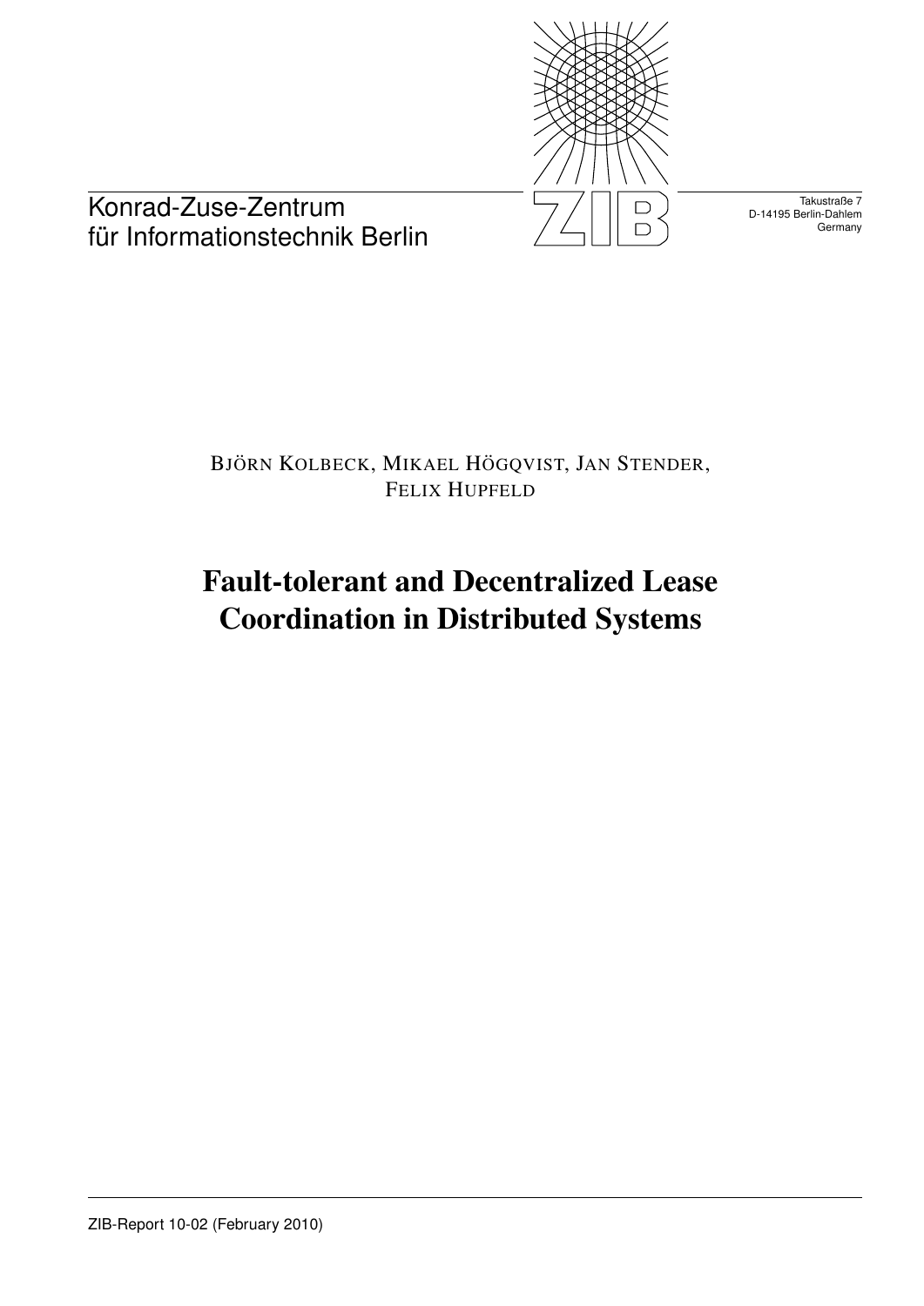Konrad-Zuse-Zentrum
für Informationstechnik Berlin

Takustraße 7
D-14195 Berlin-Dahlem
Germany

BJÖRN KOLBECK, MIKAEL HÖGQVIST, JAN STENDER,
FELIX HUPFELD

# Fault-tolerant and Decentralized Lease Coordination in Distributed Systems

ZIB-Report 10-02 (February 2010)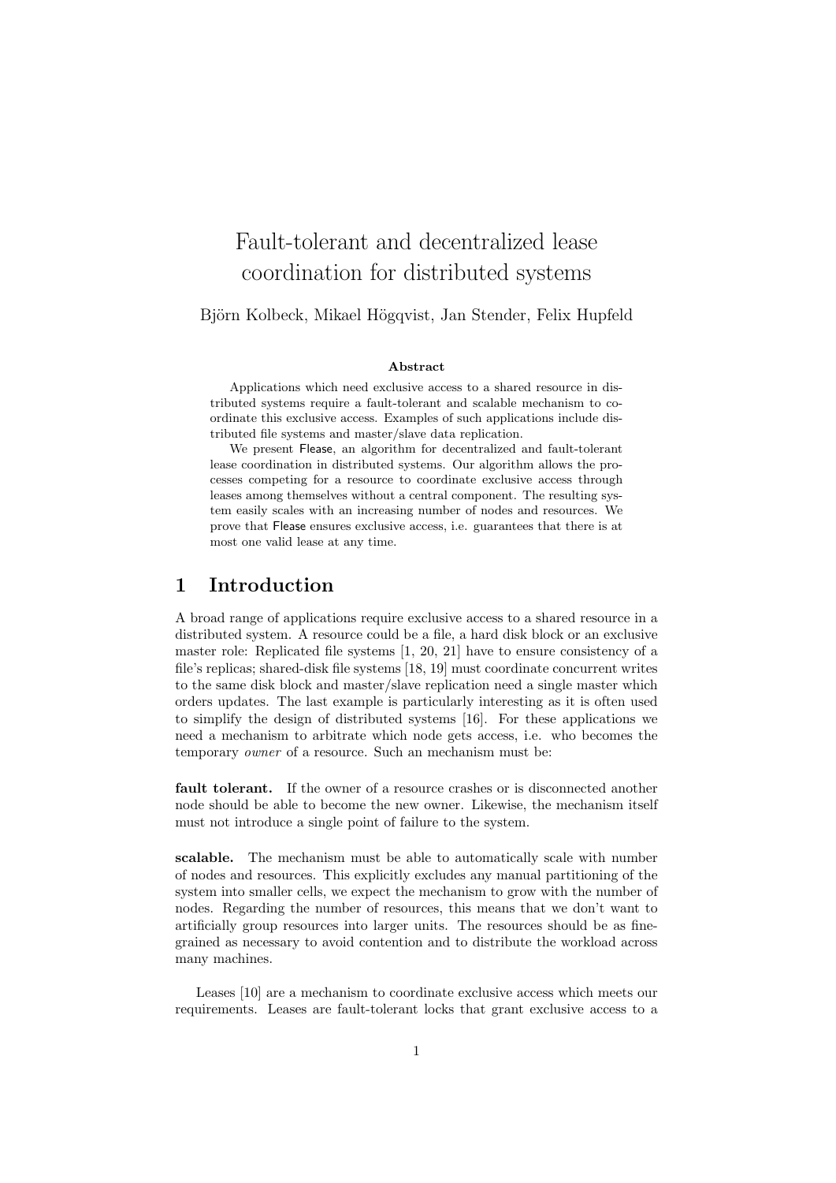# Fault-tolerant and decentralized lease coordination for distributed systems

Björn Kolbeck, Mikael Högqvist, Jan Stender, Felix Hupfeld

**Abstract**

Applications which need exclusive access to a shared resource in distributed systems require a fault-tolerant and scalable mechanism to coordinate this exclusive access. Examples of such applications include distributed file systems and master/slave data replication.

We present Flease, an algorithm for decentralized and fault-tolerant lease coordination in distributed systems. Our algorithm allows the processes competing for a resource to coordinate exclusive access through leases among themselves without a central component. The resulting system easily scales with an increasing number of nodes and resources. We prove that Flease ensures exclusive access, i.e. guarantees that there is at most one valid lease at any time.

## 1 Introduction

A broad range of applications require exclusive access to a shared resource in a distributed system. A resource could be a file, a hard disk block or an exclusive master role: Replicated file systems [1, 20, 21] have to ensure consistency of a file's replicas; shared-disk file systems [18, 19] must coordinate concurrent writes to the same disk block and master/slave replication need a single master which orders updates. The last example is particularly interesting as it is often used to simplify the design of distributed systems [16]. For these applications we need a mechanism to arbitrate which node gets access, i.e. who becomes the temporary *owner* of a resource. Such an mechanism must be:

**fault tolerant.** If the owner of a resource crashes or is disconnected another node should be able to become the new owner. Likewise, the mechanism itself must not introduce a single point of failure to the system.

**scalable.** The mechanism must be able to automatically scale with number of nodes and resources. This explicitly excludes any manual partitioning of the system into smaller cells, we expect the mechanism to grow with the number of nodes. Regarding the number of resources, this means that we don't want to artificially group resources into larger units. The resources should be as fine-grained as necessary to avoid contention and to distribute the workload across many machines.

Leases [10] are a mechanism to coordinate exclusive access which meets our requirements. Leases are fault-tolerant locks that grant exclusive access to a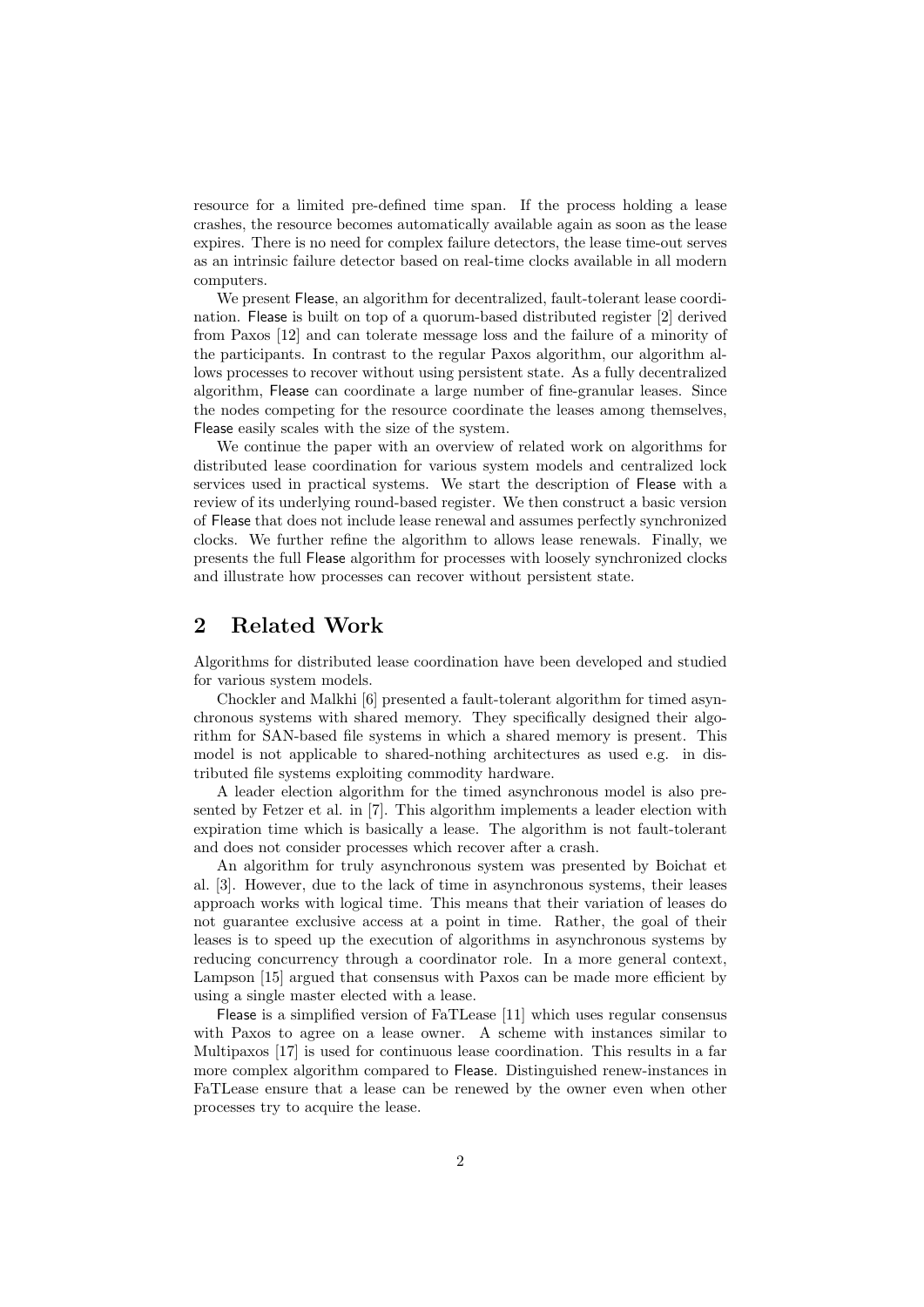resource for a limited pre-defined time span. If the process holding a lease crashes, the resource becomes automatically available again as soon as the lease expires. There is no need for complex failure detectors, the lease time-out serves as an intrinsic failure detector based on real-time clocks available in all modern computers.

We present Flease, an algorithm for decentralized, fault-tolerant lease coordination. Flease is built on top of a quorum-based distributed register [2] derived from Paxos [12] and can tolerate message loss and the failure of a minority of the participants. In contrast to the regular Paxos algorithm, our algorithm allows processes to recover without using persistent state. As a fully decentralized algorithm, Flease can coordinate a large number of fine-granular leases. Since the nodes competing for the resource coordinate the leases among themselves, Flease easily scales with the size of the system.

We continue the paper with an overview of related work on algorithms for distributed lease coordination for various system models and centralized lock services used in practical systems. We start the description of Flease with a review of its underlying round-based register. We then construct a basic version of Flease that does not include lease renewal and assumes perfectly synchronized clocks. We further refine the algorithm to allows lease renewals. Finally, we presents the full Flease algorithm for processes with loosely synchronized clocks and illustrate how processes can recover without persistent state.

## 2 Related Work

Algorithms for distributed lease coordination have been developed and studied for various system models.

Chockler and Malkhi [6] presented a fault-tolerant algorithm for timed asynchronous systems with shared memory. They specifically designed their algorithm for SAN-based file systems in which a shared memory is present. This model is not applicable to shared-nothing architectures as used e.g. in distributed file systems exploiting commodity hardware.

A leader election algorithm for the timed asynchronous model is also presented by Fetzer et al. in [7]. This algorithm implements a leader election with expiration time which is basically a lease. The algorithm is not fault-tolerant and does not consider processes which recover after a crash.

An algorithm for truly asynchronous system was presented by Boichat et al. [3]. However, due to the lack of time in asynchronous systems, their leases approach works with logical time. This means that their variation of leases do not guarantee exclusive access at a point in time. Rather, the goal of their leases is to speed up the execution of algorithms in asynchronous systems by reducing concurrency through a coordinator role. In a more general context, Lampson [15] argued that consensus with Paxos can be made more efficient by using a single master elected with a lease.

Flease is a simplified version of FaTLease [11] which uses regular consensus with Paxos to agree on a lease owner. A scheme with instances similar to Multipaxos [17] is used for continuous lease coordination. This results in a far more complex algorithm compared to Flease. Distinguished renew-instances in FaTLease ensure that a lease can be renewed by the owner even when other processes try to acquire the lease.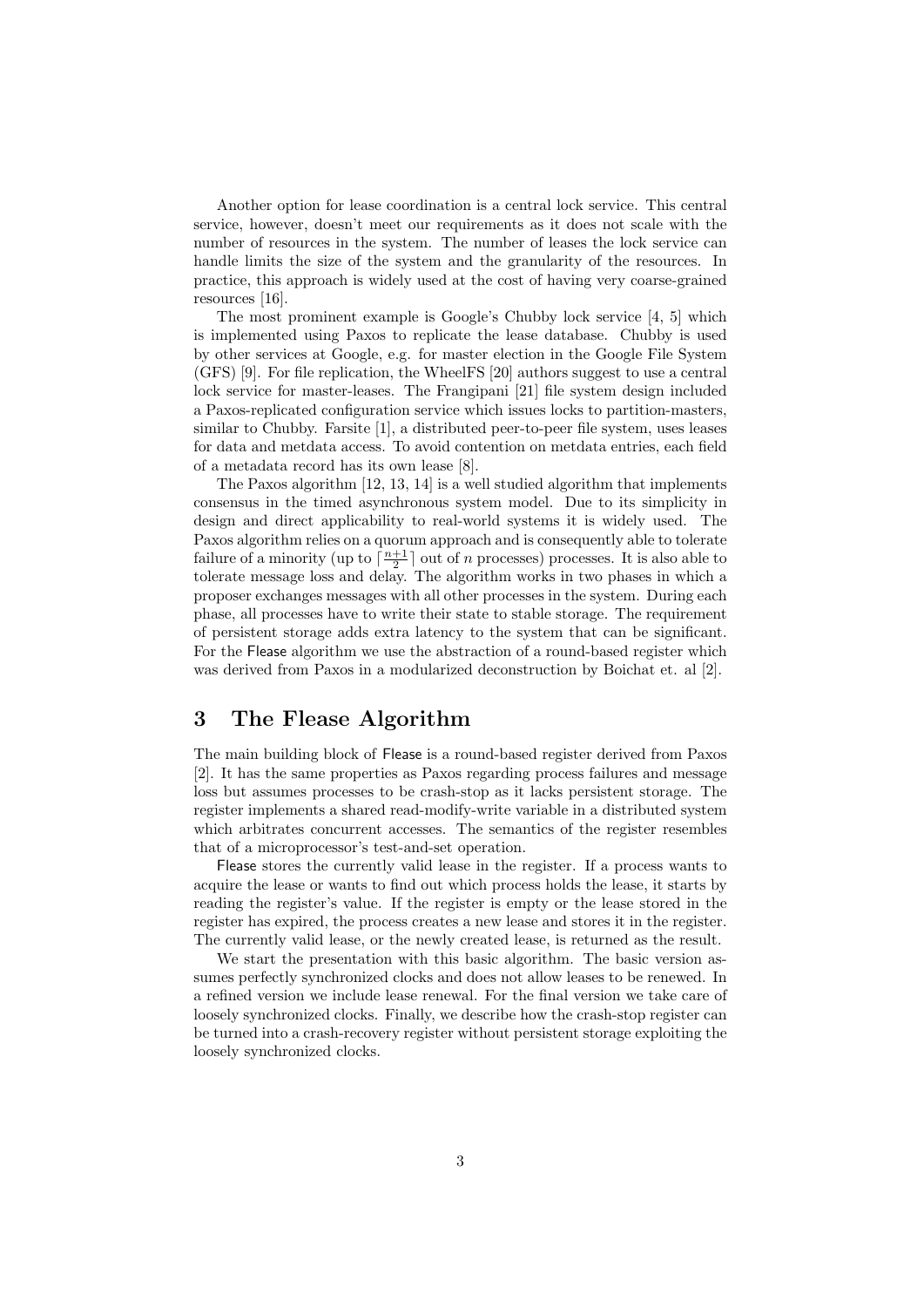Another option for lease coordination is a central lock service. This central service, however, doesn't meet our requirements as it does not scale with the number of resources in the system. The number of leases the lock service can handle limits the size of the system and the granularity of the resources. In practice, this approach is widely used at the cost of having very coarse-grained resources [16].

The most prominent example is Google's Chubby lock service [4, 5] which is implemented using Paxos to replicate the lease database. Chubby is used by other services at Google, e.g. for master election in the Google File System (GFS) [9]. For file replication, the WheelFS [20] authors suggest to use a central lock service for master-leases. The Frangipani [21] file system design included a Paxos-replicated configuration service which issues locks to partition-masters, similar to Chubby. Farsite [1], a distributed peer-to-peer file system, uses leases for data and metdata access. To avoid contention on metdata entries, each field of a metadata record has its own lease [8].

The Paxos algorithm [12, 13, 14] is a well studied algorithm that implements consensus in the timed asynchronous system model. Due to its simplicity in design and direct applicability to real-world systems it is widely used. The Paxos algorithm relies on a quorum approach and is consequently able to tolerate failure of a minority (up to $\lceil \frac{n+1}{2} \rceil$ out of $n$ processes) processes. It is also able to tolerate message loss and delay. The algorithm works in two phases in which a proposer exchanges messages with all other processes in the system. During each phase, all processes have to write their state to stable storage. The requirement of persistent storage adds extra latency to the system that can be significant. For the Flease algorithm we use the abstraction of a round-based register which was derived from Paxos in a modularized deconstruction by Boichat et. al [2].

## 3 The Flease Algorithm

The main building block of Flease is a round-based register derived from Paxos [2]. It has the same properties as Paxos regarding process failures and message loss but assumes processes to be crash-stop as it lacks persistent storage. The register implements a shared read-modify-write variable in a distributed system which arbitrates concurrent accesses. The semantics of the register resembles that of a microprocessor's test-and-set operation.

Flease stores the currently valid lease in the register. If a process wants to acquire the lease or wants to find out which process holds the lease, it starts by reading the register's value. If the register is empty or the lease stored in the register has expired, the process creates a new lease and stores it in the register. The currently valid lease, or the newly created lease, is returned as the result.

We start the presentation with this basic algorithm. The basic version assumes perfectly synchronized clocks and does not allow leases to be renewed. In a refined version we include lease renewal. For the final version we take care of loosely synchronized clocks. Finally, we describe how the crash-stop register can be turned into a crash-recovery register without persistent storage exploiting the loosely synchronized clocks.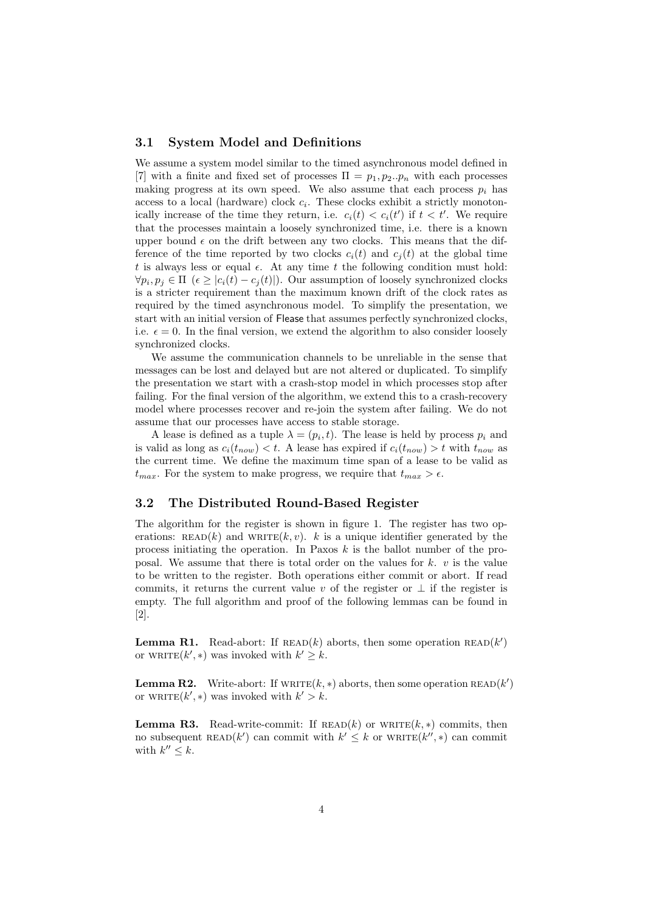### 3.1 System Model and Definitions

We assume a system model similar to the timed asynchronous model defined in [7] with a finite and fixed set of processes $\Pi = p_1, p_2..p_n$ with each processes making progress at its own speed. We also assume that each process $p_i$ has access to a local (hardware) clock $c_i$. These clocks exhibit a strictly monotonically increase of the time they return, i.e. $c_i(t) < c_i(t')$ if $t < t'$. We require that the processes maintain a loosely synchronized time, i.e. there is a known upper bound $\epsilon$ on the drift between any two clocks. This means that the difference of the time reported by two clocks $c_i(t)$ and $c_j(t)$ at the global time $t$ is always less or equal $\epsilon$. At any time $t$ the following condition must hold: $\forall p_i, p_j \in \Pi \ (\epsilon \geq |c_i(t) - c_j(t)|)$. Our assumption of loosely synchronized clocks is a stricter requirement than the maximum known drift of the clock rates as required by the timed asynchronous model. To simplify the presentation, we start with an initial version of Flease that assumes perfectly synchronized clocks, i.e. $\epsilon = 0$. In the final version, we extend the algorithm to also consider loosely synchronized clocks.

We assume the communication channels to be unreliable in the sense that messages can be lost and delayed but are not altered or duplicated. To simplify the presentation we start with a crash-stop model in which processes stop after failing. For the final version of the algorithm, we extend this to a crash-recovery model where processes recover and re-join the system after failing. We do not assume that our processes have access to stable storage.

A lease is defined as a tuple $\lambda = (p_i, t)$. The lease is held by process $p_i$ and is valid as long as $c_i(t_{now}) < t$. A lease has expired if $c_i(t_{now}) > t$ with $t_{now}$ as the current time. We define the maximum time span of a lease to be valid as $t_{max}$. For the system to make progress, we require that $t_{max} > \epsilon$.

### 3.2 The Distributed Round-Based Register

The algorithm for the register is shown in figure 1. The register has two operations: READ($k$) and WRITE($k, v$). $k$ is a unique identifier generated by the process initiating the operation. In Paxos $k$ is the ballot number of the proposal. We assume that there is total order on the values for $k$. $v$ is the value to be written to the register. Both operations either commit or abort. If read commits, it returns the current value $v$ of the register or $\perp$ if the register is empty. The full algorithm and proof of the following lemmas can be found in [2].

**Lemma R1.** Read-abort: If READ($k$) aborts, then some operation READ($k'$) or WRITE($k', *$) was invoked with $k' \geq k$.

**Lemma R2.** Write-abort: If WRITE($k, *$) aborts, then some operation READ($k'$) or WRITE($k', *$) was invoked with $k' > k$.

**Lemma R3.** Read-write-commit: If READ($k$) or WRITE($k, *$) commits, then no subsequent READ($k'$) can commit with $k' \leq k$ or WRITE($k'', *$) can commit with $k'' \leq k$.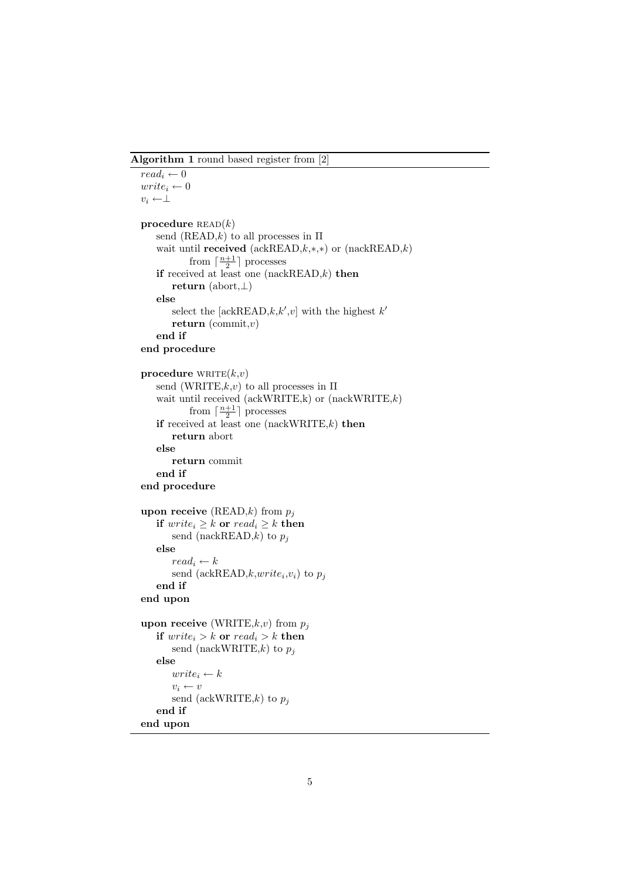**Algorithm 1** round based register from [2]

$read_i \leftarrow 0$
$write_i \leftarrow 0$
$v_i \leftarrow \perp$

**procedure** READ($k$)
  send (READ,$k$) to all processes in $\Pi$
  wait until **received** (ackREAD,$k$,$*$,$*$) or (nackREAD,$k$) from $\lceil \frac{n+1}{2} \rceil$ processes
  **if** received at least one (nackREAD,$k$) **then**
    **return** (abort,$\perp$)
  **else**
    select the [ackREAD,$k$,$k'$,$v$] with the highest $k'$
    **return** (commit,$v$)
  **end if**
**end procedure**

**procedure** WRITE($k$,$v$)
  send (WRITE,$k$,$v$) to all processes in $\Pi$
  wait until received (ackWRITE,k) or (nackWRITE,$k$) from $\lceil \frac{n+1}{2} \rceil$ processes
  **if** received at least one (nackWRITE,$k$) **then**
    **return** abort
  **else**
    **return** commit
  **end if**
**end procedure**

**upon receive** (READ,$k$) from $p_j$
  **if** $write_i \geq k$ **or** $read_i \geq k$ **then**
    send (nackREAD,$k$) to $p_j$
  **else**
    $read_i \leftarrow k$
    send (ackREAD,$k$,$write_i$,$v_i$) to $p_j$
  **end if**
**end upon**

**upon receive** (WRITE,$k$,$v$) from $p_j$
  **if** $write_i > k$ **or** $read_i > k$ **then**
    send (nackWRITE,$k$) to $p_j$
  **else**
    $write_i \leftarrow k$
    $v_i \leftarrow v$
    send (ackWRITE,$k$) to $p_j$
  **end if**
**end upon**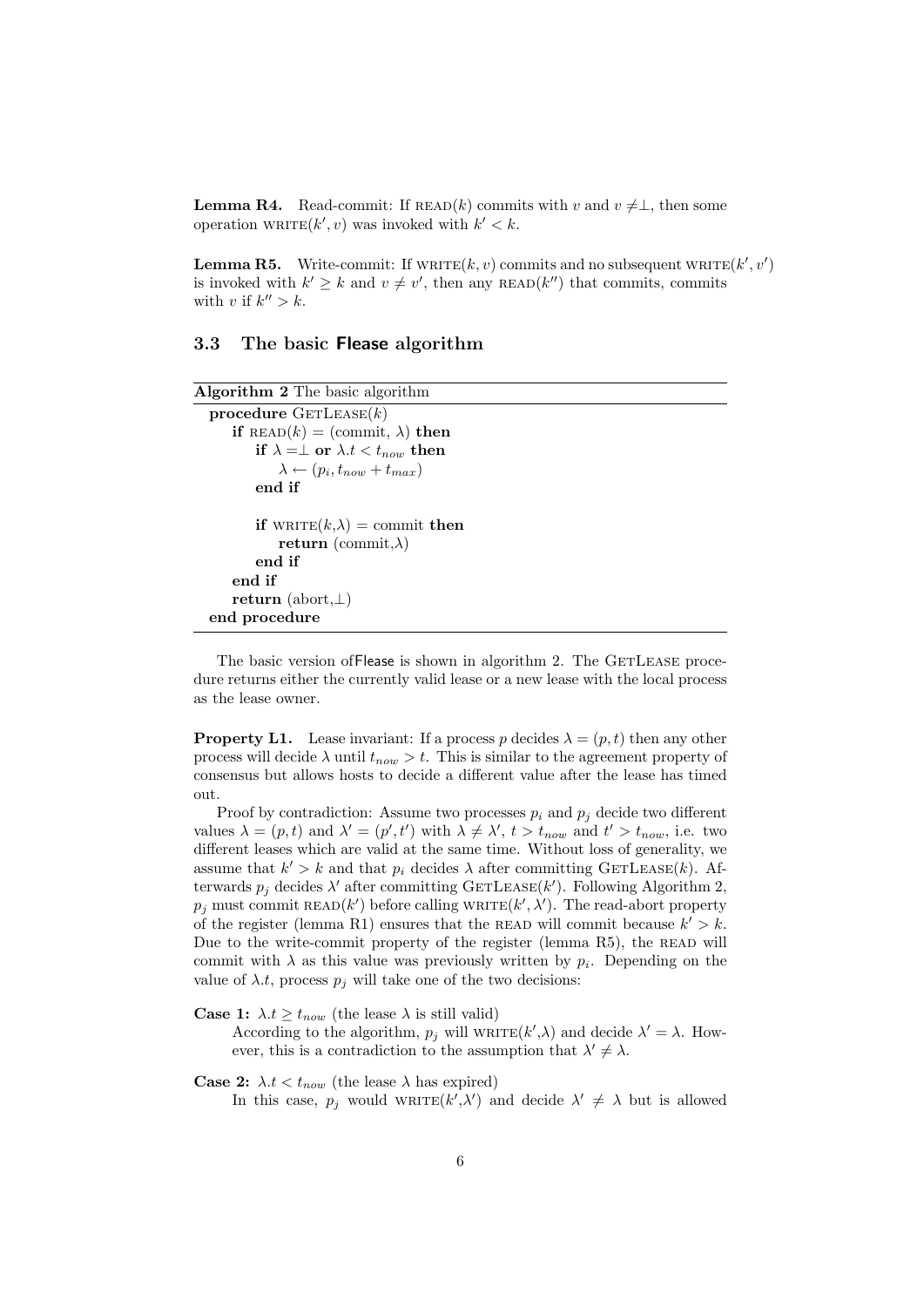**Lemma R4.** Read-commit: If READ($k$) commits with $v$ and $v \neq \perp$, then some operation WRITE($k', v$) was invoked with $k' < k$.

**Lemma R5.** Write-commit: If WRITE($k, v$) commits and no subsequent WRITE($k', v'$) is invoked with $k' \geq k$ and $v \neq v'$, then any READ($k''$) that commits, commits with $v$ if $k'' > k$.

## 3.3 The basic **Flease** algorithm

**Algorithm 2** The basic algorithm

```
procedure GetLease(k)
    if READ(k) = (commit, λ) then
        if λ =⊥ or λ.t < t_now then
            λ ← (p_i, t_now + t_max)
        end if

        if WRITE(k,λ) = commit then
            return (commit,λ)
        end if
    end if
    return (abort,⊥)
end procedure
```

The basic version ofFlease is shown in algorithm 2. The GetLease procedure returns either the currently valid lease or a new lease with the local process as the lease owner.

**Property L1.** Lease invariant: If a process $p$ decides $\lambda = (p, t)$ then any other process will decide $\lambda$ until $t_{now} > t$. This is similar to the agreement property of consensus but allows hosts to decide a different value after the lease has timed out.

Proof by contradiction: Assume two processes $p_i$ and $p_j$ decide two different values $\lambda = (p, t)$ and $\lambda' = (p', t')$ with $\lambda \neq \lambda'$, $t > t_{now}$ and $t' > t_{now}$, i.e. two different leases which are valid at the same time. Without loss of generality, we assume that $k' > k$ and that $p_i$ decides $\lambda$ after committing GetLease($k$). Afterwards $p_j$ decides $\lambda'$ after committing GetLease($k'$). Following Algorithm 2, $p_j$ must commit READ($k'$) before calling WRITE($k', \lambda'$). The read-abort property of the register (lemma R1) ensures that the READ will commit because $k' > k$. Due to the write-commit property of the register (lemma R5), the READ will commit with $\lambda$ as this value was previously written by $p_i$. Depending on the value of $\lambda.t$, process $p_j$ will take one of the two decisions:

**Case 1:** $\lambda.t \geq t_{now}$ (the lease $\lambda$ is still valid)
According to the algorithm, $p_j$ will WRITE($k'$,$\lambda$) and decide $\lambda' = \lambda$. However, this is a contradiction to the assumption that $\lambda' \neq \lambda$.

**Case 2:** $\lambda.t < t_{now}$ (the lease $\lambda$ has expired)
In this case, $p_j$ would WRITE($k'$,$\lambda'$) and decide $\lambda' \neq \lambda$ but is allowed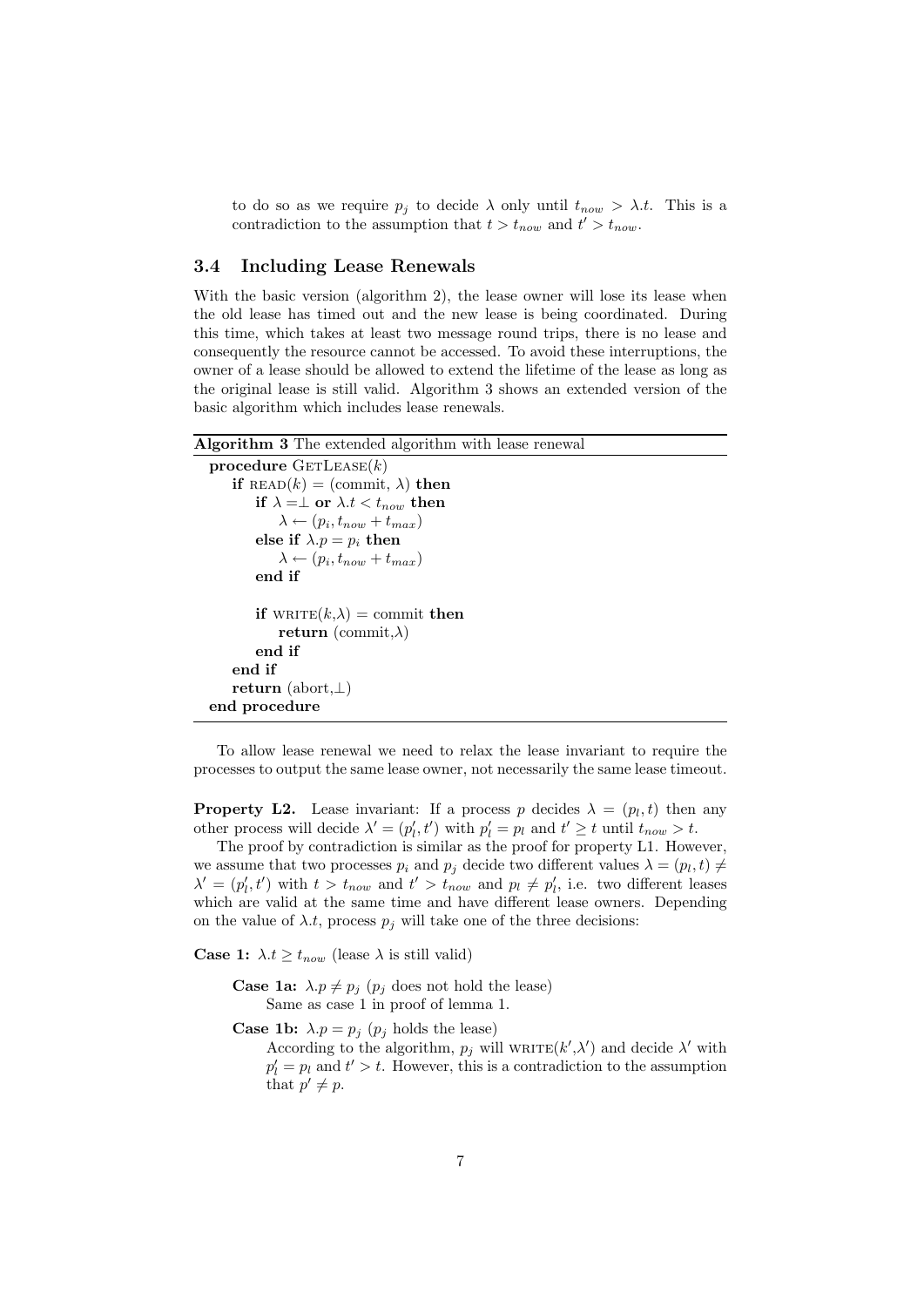to do so as we require $p_j$ to decide $\lambda$ only until $t_{now} > \lambda.t$. This is a contradiction to the assumption that $t > t_{now}$ and $t' > t_{now}$.

### 3.4 Including Lease Renewals

With the basic version (algorithm 2), the lease owner will lose its lease when the old lease has timed out and the new lease is being coordinated. During this time, which takes at least two message round trips, there is no lease and consequently the resource cannot be accessed. To avoid these interruptions, the owner of a lease should be allowed to extend the lifetime of the lease as long as the original lease is still valid. Algorithm 3 shows an extended version of the basic algorithm which includes lease renewals.

**Algorithm 3** The extended algorithm with lease renewal

```
procedure GetLease(k)
    if READ(k) = (commit, λ) then
        if λ =⊥ or λ.t < t_now then
            λ ← (p_i, t_now + t_max)
        else if λ.p = p_i then
            λ ← (p_i, t_now + t_max)
        end if

        if WRITE(k,λ) = commit then
            return (commit,λ)
        end if
    end if
    return (abort,⊥)
end procedure
```

To allow lease renewal we need to relax the lease invariant to require the processes to output the same lease owner, not necessarily the same lease timeout.

**Property L2.** Lease invariant: If a process $p$ decides $\lambda = (p_l, t)$ then any other process will decide $\lambda' = (p'_l, t')$ with $p'_l = p_l$ and $t' \geq t$ until $t_{now} > t$.

The proof by contradiction is similar as the proof for property L1. However, we assume that two processes $p_i$ and $p_j$ decide two different values $\lambda = (p_l, t) \neq \lambda' = (p'_l, t')$ with $t > t_{now}$ and $t' > t_{now}$ and $p_l \neq p'_l$, i.e. two different leases which are valid at the same time and have different lease owners. Depending on the value of $\lambda.t$, process $p_j$ will take one of the three decisions:

**Case 1:** $\lambda.t \geq t_{now}$ (lease $\lambda$ is still valid)

**Case 1a:** $\lambda.p \neq p_j$ ($p_j$ does not hold the lease)
Same as case 1 in proof of lemma 1.

**Case 1b:** $\lambda.p = p_j$ ($p_j$ holds the lease)
According to the algorithm, $p_j$ will WRITE($k'$,$\lambda'$) and decide $\lambda'$ with $p'_l = p_l$ and $t' > t$. However, this is a contradiction to the assumption that $p' \neq p$.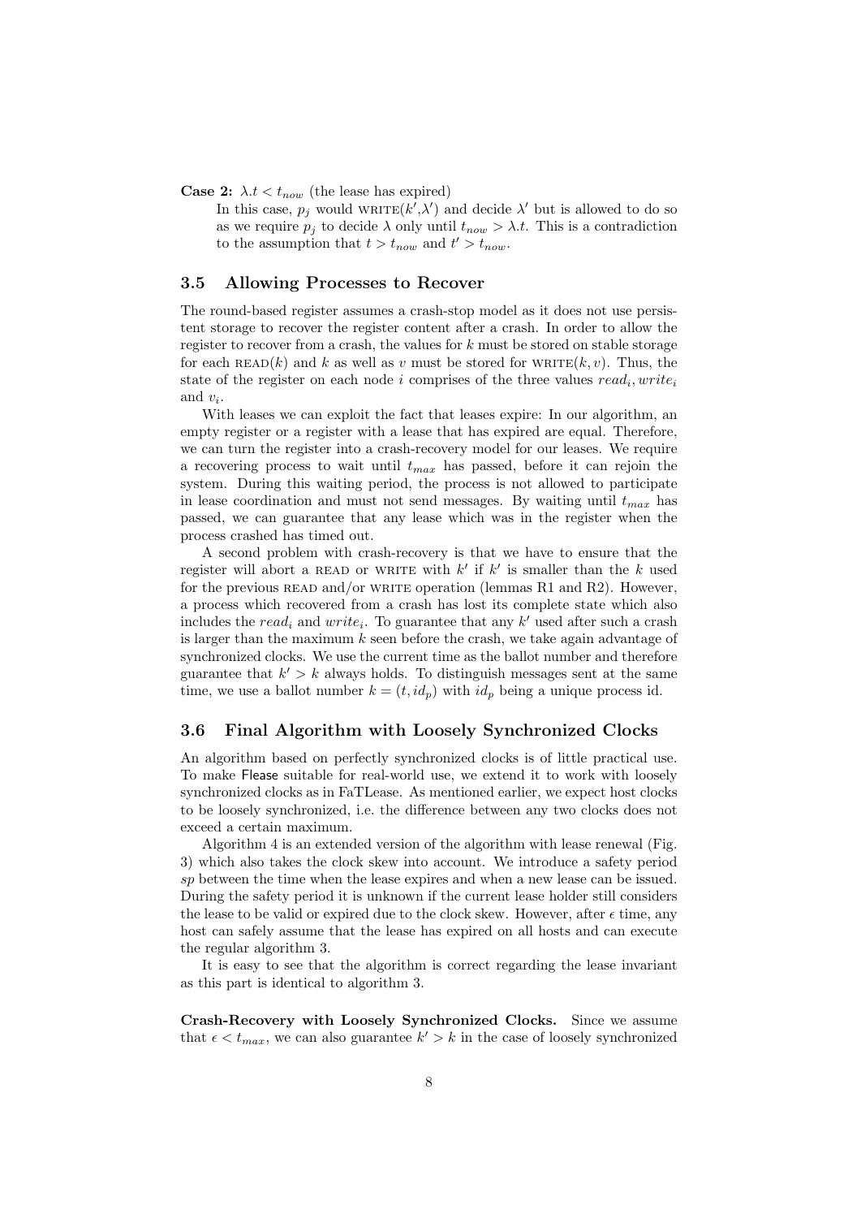**Case 2:** $\lambda.t < t_{now}$ (the lease has expired)

In this case, $p_j$ would WRITE($k'$,$\lambda'$) and decide $\lambda'$ but is allowed to do so as we require $p_j$ to decide $\lambda$ only until $t_{now} > \lambda.t$. This is a contradiction to the assumption that $t > t_{now}$ and $t' > t_{now}$.

### 3.5 Allowing Processes to Recover

The round-based register assumes a crash-stop model as it does not use persistent storage to recover the register content after a crash. In order to allow the register to recover from a crash, the values for $k$ must be stored on stable storage for each READ($k$) and $k$ as well as $v$ must be stored for WRITE($k, v$). Thus, the state of the register on each node $i$ comprises of the three values $read_i, write_i$ and $v_i$.

With leases we can exploit the fact that leases expire: In our algorithm, an empty register or a register with a lease that has expired are equal. Therefore, we can turn the register into a crash-recovery model for our leases. We require a recovering process to wait until $t_{max}$ has passed, before it can rejoin the system. During this waiting period, the process is not allowed to participate in lease coordination and must not send messages. By waiting until $t_{max}$ has passed, we can guarantee that any lease which was in the register when the process crashed has timed out.

A second problem with crash-recovery is that we have to ensure that the register will abort a READ or WRITE with $k'$ if $k'$ is smaller than the $k$ used for the previous READ and/or WRITE operation (lemmas R1 and R2). However, a process which recovered from a crash has lost its complete state which also includes the $read_i$ and $write_i$. To guarantee that any $k'$ used after such a crash is larger than the maximum $k$ seen before the crash, we take again advantage of synchronized clocks. We use the current time as the ballot number and therefore guarantee that $k' > k$ always holds. To distinguish messages sent at the same time, we use a ballot number $k = (t, id_p)$ with $id_p$ being a unique process id.

### 3.6 Final Algorithm with Loosely Synchronized Clocks

An algorithm based on perfectly synchronized clocks is of little practical use. To make Flease suitable for real-world use, we extend it to work with loosely synchronized clocks as in FaTLease. As mentioned earlier, we expect host clocks to be loosely synchronized, i.e. the difference between any two clocks does not exceed a certain maximum.

Algorithm 4 is an extended version of the algorithm with lease renewal (Fig. 3) which also takes the clock skew into account. We introduce a safety period *sp* between the time when the lease expires and when a new lease can be issued. During the safety period it is unknown if the current lease holder still considers the lease to be valid or expired due to the clock skew. However, after $\epsilon$ time, any host can safely assume that the lease has expired on all hosts and can execute the regular algorithm 3.

It is easy to see that the algorithm is correct regarding the lease invariant as this part is identical to algorithm 3.

**Crash-Recovery with Loosely Synchronized Clocks.** Since we assume that $\epsilon < t_{max}$, we can also guarantee $k' > k$ in the case of loosely synchronized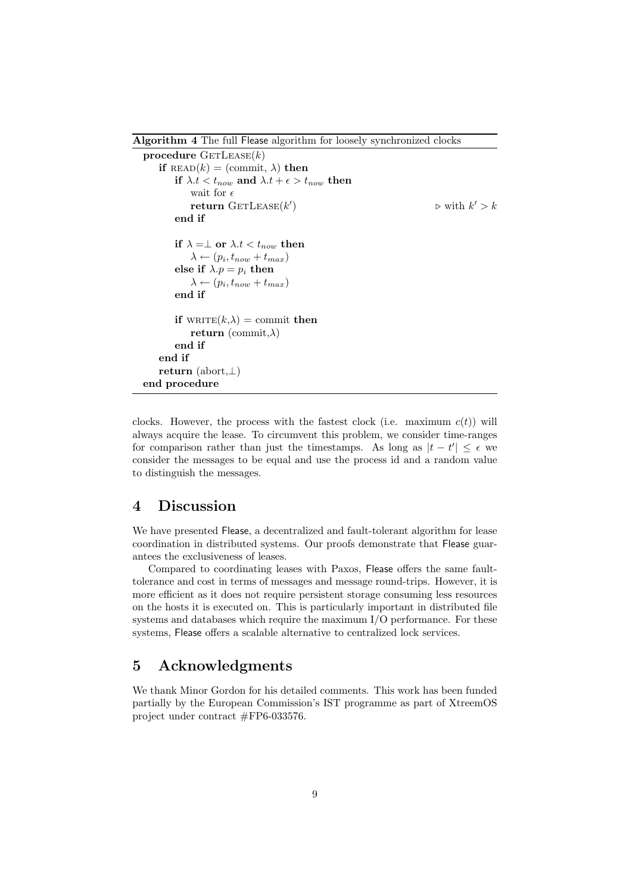**Algorithm 4** The full Flease algorithm for loosely synchronized clocks

```
procedure GetLease(k)
    if read(k) = (commit, λ) then
        if λ.t < t_now and λ.t + ε > t_now then
            wait for ε
            return GetLease(k')                          ▷ with k' > k
        end if

        if λ = ⊥ or λ.t < t_now then
            λ ← (p_i, t_now + t_max)
        else if λ.p = p_i then
            λ ← (p_i, t_now + t_max)
        end if

        if write(k,λ) = commit then
            return (commit,λ)
        end if
    end if
    return (abort,⊥)
end procedure
```

clocks. However, the process with the fastest clock (i.e. maximum $c(t)$) will always acquire the lease. To circumvent this problem, we consider time-ranges for comparison rather than just the timestamps. As long as $|t - t'| \leq \epsilon$ we consider the messages to be equal and use the process id and a random value to distinguish the messages.

## 4 Discussion

We have presented Flease, a decentralized and fault-tolerant algorithm for lease coordination in distributed systems. Our proofs demonstrate that Flease guarantees the exclusiveness of leases.

Compared to coordinating leases with Paxos, Flease offers the same fault-tolerance and cost in terms of messages and message round-trips. However, it is more efficient as it does not require persistent storage consuming less resources on the hosts it is executed on. This is particularly important in distributed file systems and databases which require the maximum I/O performance. For these systems, Flease offers a scalable alternative to centralized lock services.

## 5 Acknowledgments

We thank Minor Gordon for his detailed comments. This work has been funded partially by the European Commission's IST programme as part of XtreemOS project under contract #FP6-033576.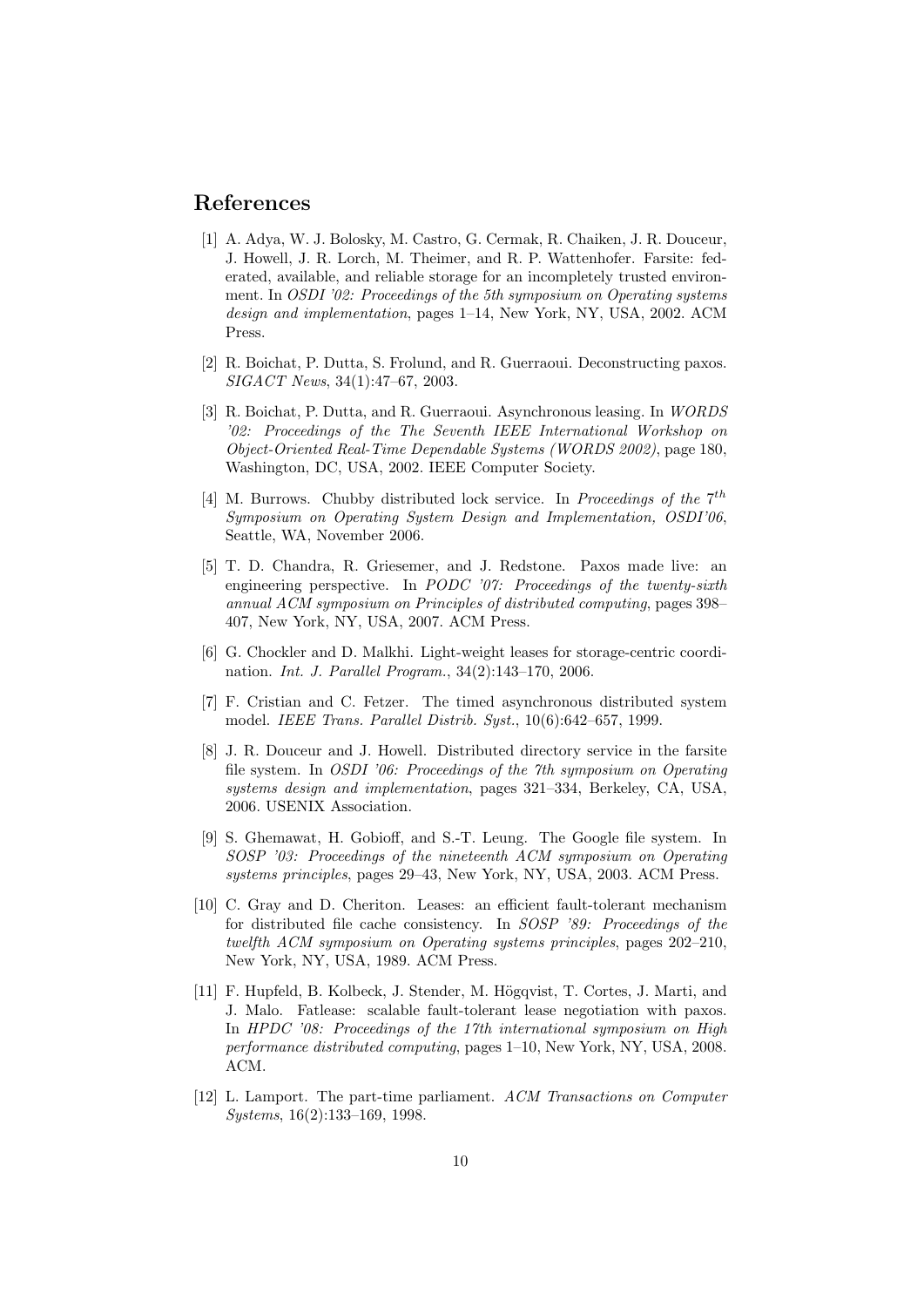## References

[1] A. Adya, W. J. Bolosky, M. Castro, G. Cermak, R. Chaiken, J. R. Douceur, J. Howell, J. R. Lorch, M. Theimer, and R. P. Wattenhofer. Farsite: federated, available, and reliable storage for an incompletely trusted environment. In *OSDI '02: Proceedings of the 5th symposium on Operating systems design and implementation*, pages 1–14, New York, NY, USA, 2002. ACM Press.

[2] R. Boichat, P. Dutta, S. Frolund, and R. Guerraoui. Deconstructing paxos. *SIGACT News*, 34(1):47–67, 2003.

[3] R. Boichat, P. Dutta, and R. Guerraoui. Asynchronous leasing. In *WORDS '02: Proceedings of the The Seventh IEEE International Workshop on Object-Oriented Real-Time Dependable Systems (WORDS 2002)*, page 180, Washington, DC, USA, 2002. IEEE Computer Society.

[4] M. Burrows. Chubby distributed lock service. In *Proceedings of the $7^{th}$ Symposium on Operating System Design and Implementation, OSDI'06*, Seattle, WA, November 2006.

[5] T. D. Chandra, R. Griesemer, and J. Redstone. Paxos made live: an engineering perspective. In *PODC '07: Proceedings of the twenty-sixth annual ACM symposium on Principles of distributed computing*, pages 398–407, New York, NY, USA, 2007. ACM Press.

[6] G. Chockler and D. Malkhi. Light-weight leases for storage-centric coordination. *Int. J. Parallel Program.*, 34(2):143–170, 2006.

[7] F. Cristian and C. Fetzer. The timed asynchronous distributed system model. *IEEE Trans. Parallel Distrib. Syst.*, 10(6):642–657, 1999.

[8] J. R. Douceur and J. Howell. Distributed directory service in the farsite file system. In *OSDI '06: Proceedings of the 7th symposium on Operating systems design and implementation*, pages 321–334, Berkeley, CA, USA, 2006. USENIX Association.

[9] S. Ghemawat, H. Gobioff, and S.-T. Leung. The Google file system. In *SOSP '03: Proceedings of the nineteenth ACM symposium on Operating systems principles*, pages 29–43, New York, NY, USA, 2003. ACM Press.

[10] C. Gray and D. Cheriton. Leases: an efficient fault-tolerant mechanism for distributed file cache consistency. In *SOSP '89: Proceedings of the twelfth ACM symposium on Operating systems principles*, pages 202–210, New York, NY, USA, 1989. ACM Press.

[11] F. Hupfeld, B. Kolbeck, J. Stender, M. Högqvist, T. Cortes, J. Marti, and J. Malo. Fatlease: scalable fault-tolerant lease negotiation with paxos. In *HPDC '08: Proceedings of the 17th international symposium on High performance distributed computing*, pages 1–10, New York, NY, USA, 2008. ACM.

[12] L. Lamport. The part-time parliament. *ACM Transactions on Computer Systems*, 16(2):133–169, 1998.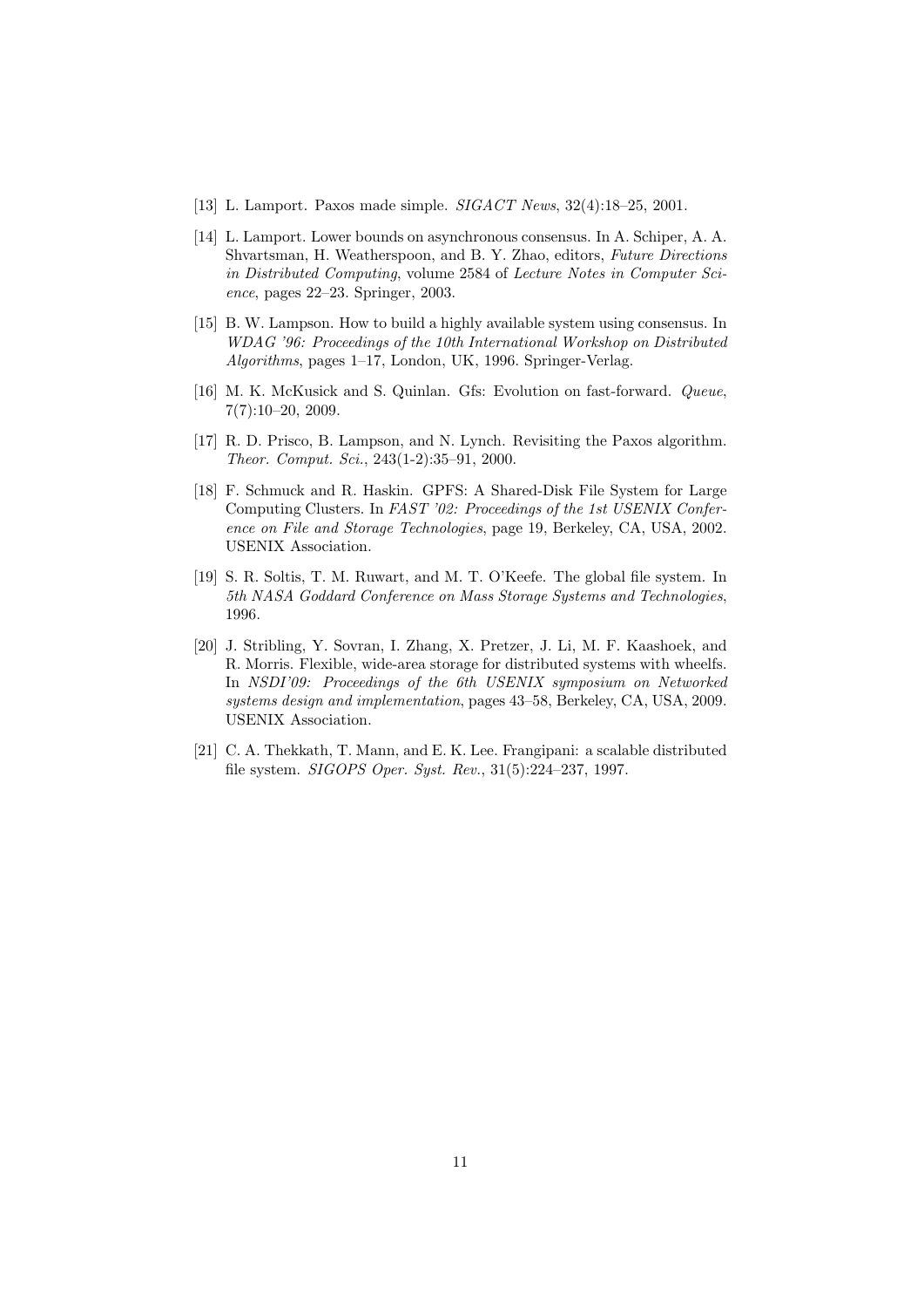[13] L. Lamport. Paxos made simple. *SIGACT News*, 32(4):18–25, 2001.

[14] L. Lamport. Lower bounds on asynchronous consensus. In A. Schiper, A. A. Shvartsman, H. Weatherspoon, and B. Y. Zhao, editors, *Future Directions in Distributed Computing*, volume 2584 of *Lecture Notes in Computer Science*, pages 22–23. Springer, 2003.

[15] B. W. Lampson. How to build a highly available system using consensus. In *WDAG '96: Proceedings of the 10th International Workshop on Distributed Algorithms*, pages 1–17, London, UK, 1996. Springer-Verlag.

[16] M. K. McKusick and S. Quinlan. Gfs: Evolution on fast-forward. *Queue*, 7(7):10–20, 2009.

[17] R. D. Prisco, B. Lampson, and N. Lynch. Revisiting the Paxos algorithm. *Theor. Comput. Sci.*, 243(1-2):35–91, 2000.

[18] F. Schmuck and R. Haskin. GPFS: A Shared-Disk File System for Large Computing Clusters. In *FAST '02: Proceedings of the 1st USENIX Conference on File and Storage Technologies*, page 19, Berkeley, CA, USA, 2002. USENIX Association.

[19] S. R. Soltis, T. M. Ruwart, and M. T. O'Keefe. The global file system. In *5th NASA Goddard Conference on Mass Storage Systems and Technologies*, 1996.

[20] J. Stribling, Y. Sovran, I. Zhang, X. Pretzer, J. Li, M. F. Kaashoek, and R. Morris. Flexible, wide-area storage for distributed systems with wheelfs. In *NSDI'09: Proceedings of the 6th USENIX symposium on Networked systems design and implementation*, pages 43–58, Berkeley, CA, USA, 2009. USENIX Association.

[21] C. A. Thekkath, T. Mann, and E. K. Lee. Frangipani: a scalable distributed file system. *SIGOPS Oper. Syst. Rev.*, 31(5):224–237, 1997.